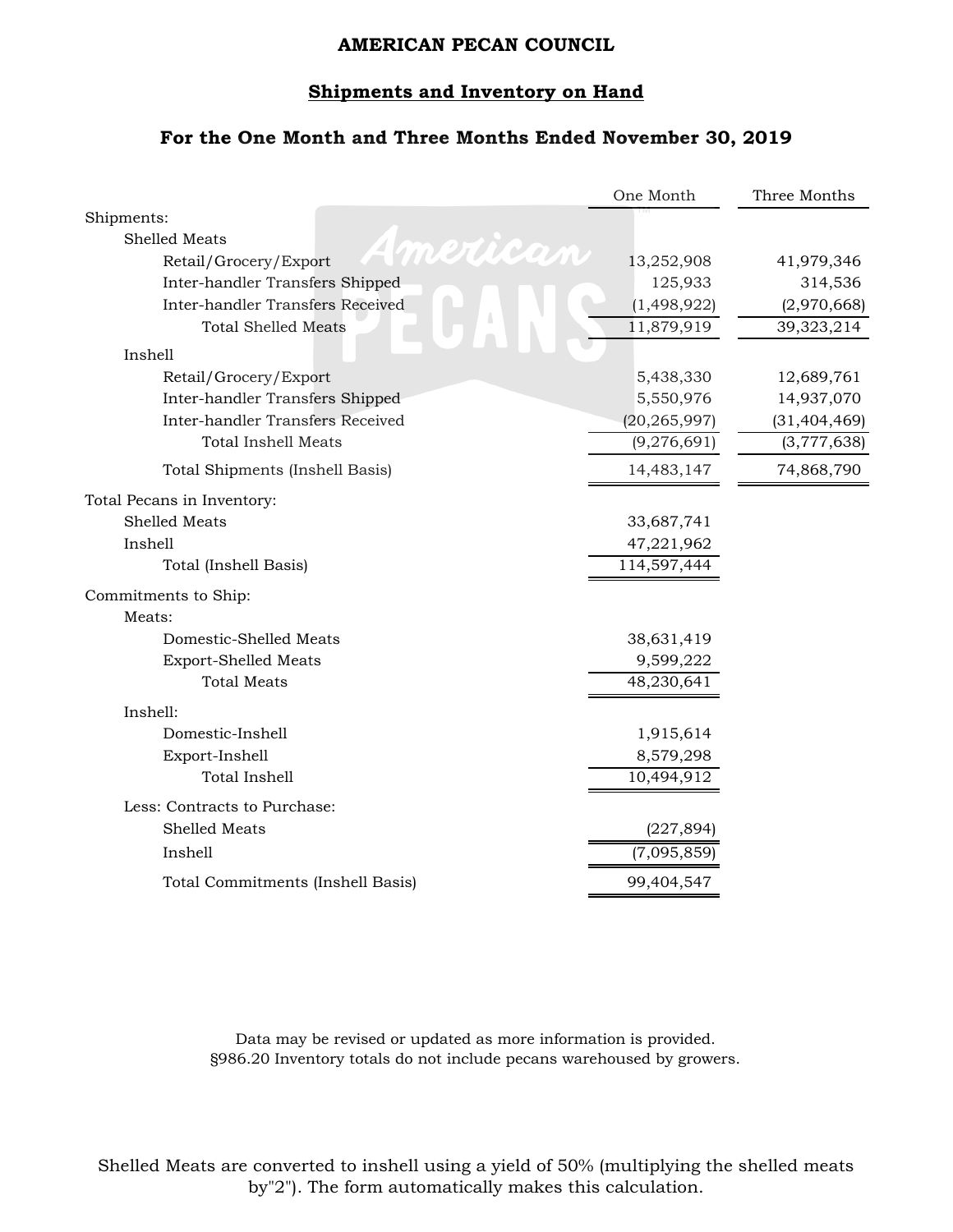# AMERICAN PECAN COUNCIL

## Shipments and Inventory on Hand

### For the One Month and Three Months Ended November 30, 2019

| | One Month | Three Months |
|---|---|---|
| **Shipments:** | | |
| Shelled Meats | | |
| Retail/Grocery/Export | 13,252,908 | 41,979,346 |
| Inter-handler Transfers Shipped | 125,933 | 314,536 |
| Inter-handler Transfers Received | (1,498,922) | (2,970,668) |
| Total Shelled Meats | 11,879,919 | 39,323,214 |
| Inshell | | |
| Retail/Grocery/Export | 5,438,330 | 12,689,761 |
| Inter-handler Transfers Shipped | 5,550,976 | 14,937,070 |
| Inter-handler Transfers Received | (20,265,997) | (31,404,469) |
| Total Inshell Meats | (9,276,691) | (3,777,638) |
| Total Shipments (Inshell Basis) | 14,483,147 | 74,868,790 |
| **Total Pecans in Inventory:** | | |
| Shelled Meats | 33,687,741 | |
| Inshell | 47,221,962 | |
| Total (Inshell Basis) | 114,597,444 | |
| **Commitments to Ship:** | | |
| Meats: | | |
| Domestic-Shelled Meats | 38,631,419 | |
| Export-Shelled Meats | 9,599,222 | |
| Total Meats | 48,230,641 | |
| Inshell: | | |
| Domestic-Inshell | 1,915,614 | |
| Export-Inshell | 8,579,298 | |
| Total Inshell | 10,494,912 | |
| Less: Contracts to Purchase: | | |
| Shelled Meats | (227,894) | |
| Inshell | (7,095,859) | |
| Total Commitments (Inshell Basis) | 99,404,547 | |

Data may be revised or updated as more information is provided.
§986.20 Inventory totals do not include pecans warehoused by growers.

Shelled Meats are converted to inshell using a yield of 50% (multiplying the shelled meats by"2"). The form automatically makes this calculation.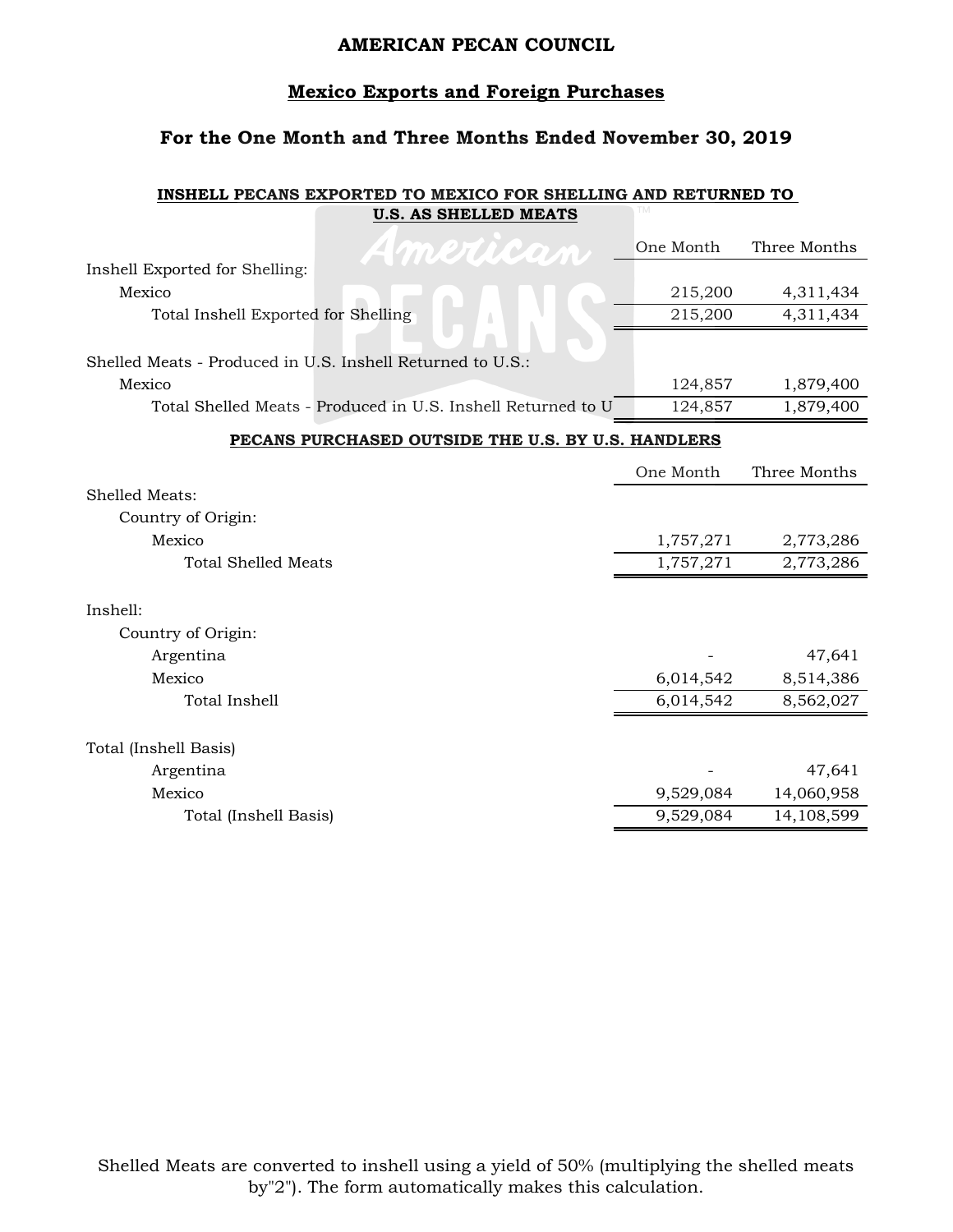# AMERICAN PECAN COUNCIL

## Mexico Exports and Foreign Purchases

### For the One Month and Three Months Ended November 30, 2019

**INSHELL PECANS EXPORTED TO MEXICO FOR SHELLING AND RETURNED TO U.S. AS SHELLED MEATS**

| | One Month | Three Months |
|---|---|---|
| Inshell Exported for Shelling: | | |
| Mexico | 215,200 | 4,311,434 |
| Total Inshell Exported for Shelling | 215,200 | 4,311,434 |
| Shelled Meats - Produced in U.S. Inshell Returned to U.S.: | | |
| Mexico | 124,857 | 1,879,400 |
| Total Shelled Meats - Produced in U.S. Inshell Returned to U | 124,857 | 1,879,400 |

**PECANS PURCHASED OUTSIDE THE U.S. BY U.S. HANDLERS**

| | One Month | Three Months |
|---|---|---|
| Shelled Meats: | | |
| Country of Origin: | | |
| Mexico | 1,757,271 | 2,773,286 |
| Total Shelled Meats | 1,757,271 | 2,773,286 |
| Inshell: | | |
| Country of Origin: | | |
| Argentina | - | 47,641 |
| Mexico | 6,014,542 | 8,514,386 |
| Total Inshell | 6,014,542 | 8,562,027 |
| Total (Inshell Basis) | | |
| Argentina | - | 47,641 |
| Mexico | 9,529,084 | 14,060,958 |
| Total (Inshell Basis) | 9,529,084 | 14,108,599 |

Shelled Meats are converted to inshell using a yield of 50% (multiplying the shelled meats by"2"). The form automatically makes this calculation.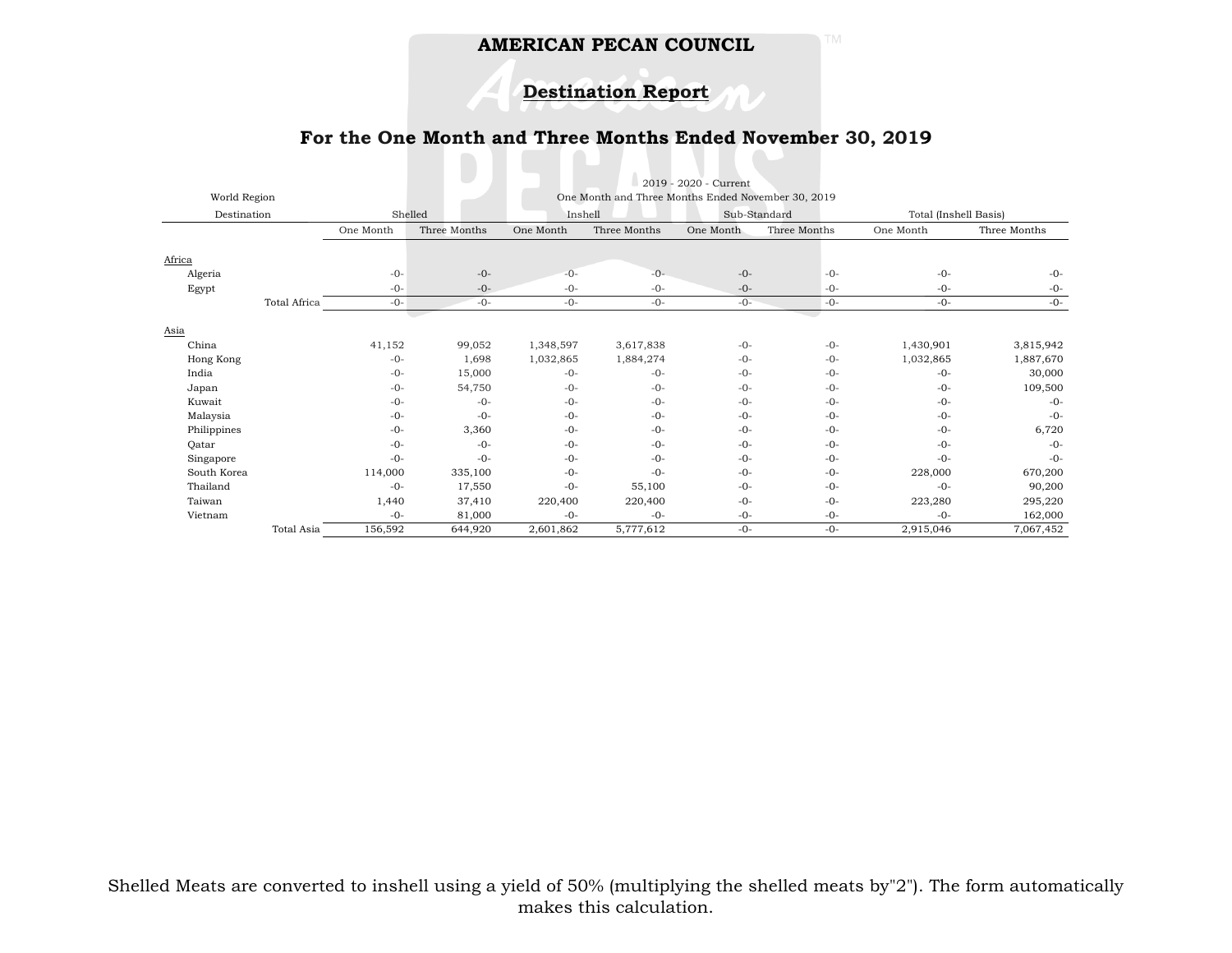**AMERICAN PECAN COUNCIL**

**Destination Report**

## For the One Month and Three Months Ended November 30, 2019

2019 - 2020 - Current
One Month and Three Months Ended November 30, 2019

| World Region / Destination | Shelled | | Inshell | | Sub-Standard | | Total (Inshell Basis) | |
|---|---|---|---|---|---|---|---|---|
| | One Month | Three Months | One Month | Three Months | One Month | Three Months | One Month | Three Months |
| Africa | | | | | | | | |
| Algeria | -0- | -0- | -0- | -0- | -0- | -0- | -0- | -0- |
| Egypt | -0- | -0- | -0- | -0- | -0- | -0- | -0- | -0- |
| Total Africa | -0- | -0- | -0- | -0- | -0- | -0- | -0- | -0- |
| Asia | | | | | | | | |
| China | 41,152 | 99,052 | 1,348,597 | 3,617,838 | -0- | -0- | 1,430,901 | 3,815,942 |
| Hong Kong | -0- | 1,698 | 1,032,865 | 1,884,274 | -0- | -0- | 1,032,865 | 1,887,670 |
| India | -0- | 15,000 | -0- | -0- | -0- | -0- | -0- | 30,000 |
| Japan | -0- | 54,750 | -0- | -0- | -0- | -0- | -0- | 109,500 |
| Kuwait | -0- | -0- | -0- | -0- | -0- | -0- | -0- | -0- |
| Malaysia | -0- | -0- | -0- | -0- | -0- | -0- | -0- | -0- |
| Philippines | -0- | 3,360 | -0- | -0- | -0- | -0- | -0- | 6,720 |
| Qatar | -0- | -0- | -0- | -0- | -0- | -0- | -0- | -0- |
| Singapore | -0- | -0- | -0- | -0- | -0- | -0- | -0- | -0- |
| South Korea | 114,000 | 335,100 | -0- | -0- | -0- | -0- | 228,000 | 670,200 |
| Thailand | -0- | 17,550 | -0- | 55,100 | -0- | -0- | -0- | 90,200 |
| Taiwan | 1,440 | 37,410 | 220,400 | 220,400 | -0- | -0- | 223,280 | 295,220 |
| Vietnam | -0- | 81,000 | -0- | -0- | -0- | -0- | -0- | 162,000 |
| Total Asia | 156,592 | 644,920 | 2,601,862 | 5,777,612 | -0- | -0- | 2,915,046 | 7,067,452 |

Shelled Meats are converted to inshell using a yield of 50% (multiplying the shelled meats by"2"). The form automatically makes this calculation.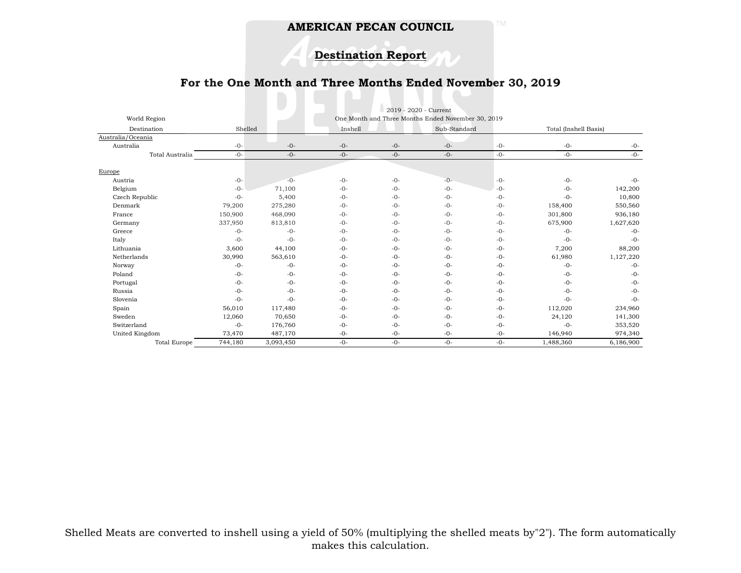**AMERICAN PECAN COUNCIL**

**Destination Report**

**For the One Month and Three Months Ended November 30, 2019**

| World Region | 2019 - 2020 - Current | | | | | | | |
|---|---|---|---|---|---|---|---|---|
| | One Month and Three Months Ended November 30, 2019 | | | | | | | |
| Destination | Shelled | | Inshell | | Sub-Standard | | Total (Inshell Basis) | |
| Australia/Oceania | | | | | | | | |
| Australia | -0- | -0- | -0- | -0- | -0- | -0- | -0- | -0- |
| Total Australia | -0- | -0- | -0- | -0- | -0- | -0- | -0- | -0- |
| | | | | | | | | |
| Europe | | | | | | | | |
| Austria | -0- | -0- | -0- | -0- | -0- | -0- | -0- | -0- |
| Belgium | -0- | 71,100 | -0- | -0- | -0- | -0- | -0- | 142,200 |
| Czech Republic | -0- | 5,400 | -0- | -0- | -0- | -0- | -0- | 10,800 |
| Denmark | 79,200 | 275,280 | -0- | -0- | -0- | -0- | 158,400 | 550,560 |
| France | 150,900 | 468,090 | -0- | -0- | -0- | -0- | 301,800 | 936,180 |
| Germany | 337,950 | 813,810 | -0- | -0- | -0- | -0- | 675,900 | 1,627,620 |
| Greece | -0- | -0- | -0- | -0- | -0- | -0- | -0- | -0- |
| Italy | -0- | -0- | -0- | -0- | -0- | -0- | -0- | -0- |
| Lithuania | 3,600 | 44,100 | -0- | -0- | -0- | -0- | 7,200 | 88,200 |
| Netherlands | 30,990 | 563,610 | -0- | -0- | -0- | -0- | 61,980 | 1,127,220 |
| Norway | -0- | -0- | -0- | -0- | -0- | -0- | -0- | -0- |
| Poland | -0- | -0- | -0- | -0- | -0- | -0- | -0- | -0- |
| Portugal | -0- | -0- | -0- | -0- | -0- | -0- | -0- | -0- |
| Russia | -0- | -0- | -0- | -0- | -0- | -0- | -0- | -0- |
| Slovenia | -0- | -0- | -0- | -0- | -0- | -0- | -0- | -0- |
| Spain | 56,010 | 117,480 | -0- | -0- | -0- | -0- | 112,020 | 234,960 |
| Sweden | 12,060 | 70,650 | -0- | -0- | -0- | -0- | 24,120 | 141,300 |
| Switzerland | -0- | 176,760 | -0- | -0- | -0- | -0- | -0- | 353,520 |
| United Kingdom | 73,470 | 487,170 | -0- | -0- | -0- | -0- | 146,940 | 974,340 |
| Total Europe | 744,180 | 3,093,450 | -0- | -0- | -0- | -0- | 1,488,360 | 6,186,900 |

Shelled Meats are converted to inshell using a yield of 50% (multiplying the shelled meats by"2"). The form automatically makes this calculation.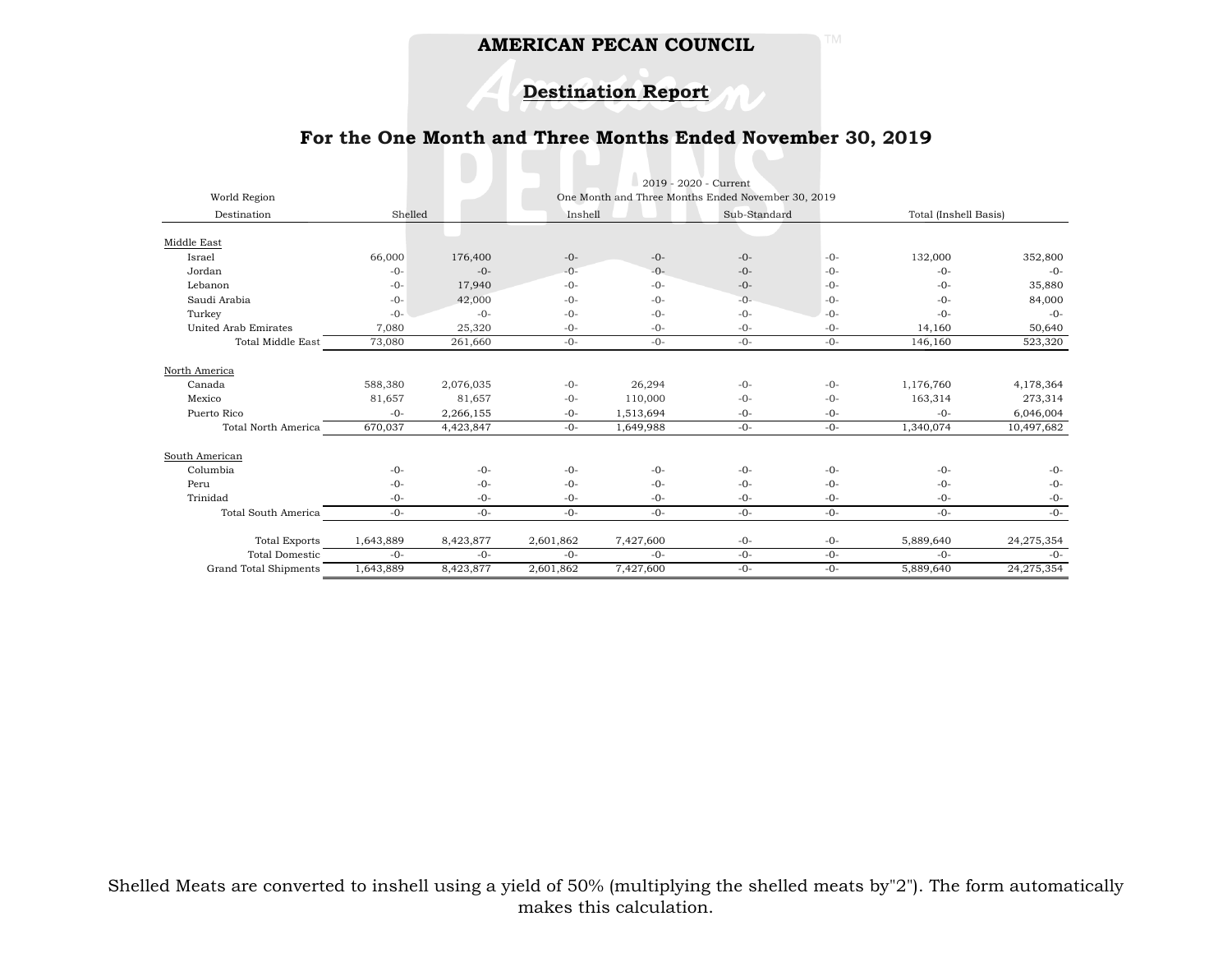# AMERICAN PECAN COUNCIL

## Destination Report

### For the One Month and Three Months Ended November 30, 2019

| World Region | 2019 - 2020 - Current | | | | | | | |
|---|---|---|---|---|---|---|---|---|
| | One Month and Three Months Ended November 30, 2019 | | | | | | | |
| Destination | Shelled | | Inshell | | Sub-Standard | | Total (Inshell Basis) | |
| Middle East | | | | | | | | |
| Israel | 66,000 | 176,400 | -0- | -0- | -0- | -0- | 132,000 | 352,800 |
| Jordan | -0- | -0- | -0- | -0- | -0- | -0- | -0- | -0- |
| Lebanon | -0- | 17,940 | -0- | -0- | -0- | -0- | -0- | 35,880 |
| Saudi Arabia | -0- | 42,000 | -0- | -0- | -0- | -0- | -0- | 84,000 |
| Turkey | -0- | -0- | -0- | -0- | -0- | -0- | -0- | -0- |
| United Arab Emirates | 7,080 | 25,320 | -0- | -0- | -0- | -0- | 14,160 | 50,640 |
| Total Middle East | 73,080 | 261,660 | -0- | -0- | -0- | -0- | 146,160 | 523,320 |
| North America | | | | | | | | |
| Canada | 588,380 | 2,076,035 | -0- | 26,294 | -0- | -0- | 1,176,760 | 4,178,364 |
| Mexico | 81,657 | 81,657 | -0- | 110,000 | -0- | -0- | 163,314 | 273,314 |
| Puerto Rico | -0- | 2,266,155 | -0- | 1,513,694 | -0- | -0- | -0- | 6,046,004 |
| Total North America | 670,037 | 4,423,847 | -0- | 1,649,988 | -0- | -0- | 1,340,074 | 10,497,682 |
| South American | | | | | | | | |
| Columbia | -0- | -0- | -0- | -0- | -0- | -0- | -0- | -0- |
| Peru | -0- | -0- | -0- | -0- | -0- | -0- | -0- | -0- |
| Trinidad | -0- | -0- | -0- | -0- | -0- | -0- | -0- | -0- |
| Total South America | -0- | -0- | -0- | -0- | -0- | -0- | -0- | -0- |
| Total Exports | 1,643,889 | 8,423,877 | 2,601,862 | 7,427,600 | -0- | -0- | 5,889,640 | 24,275,354 |
| Total Domestic | -0- | -0- | -0- | -0- | -0- | -0- | -0- | -0- |
| Grand Total Shipments | 1,643,889 | 8,423,877 | 2,601,862 | 7,427,600 | -0- | -0- | 5,889,640 | 24,275,354 |

Shelled Meats are converted to inshell using a yield of 50% (multiplying the shelled meats by"2"). The form automatically makes this calculation.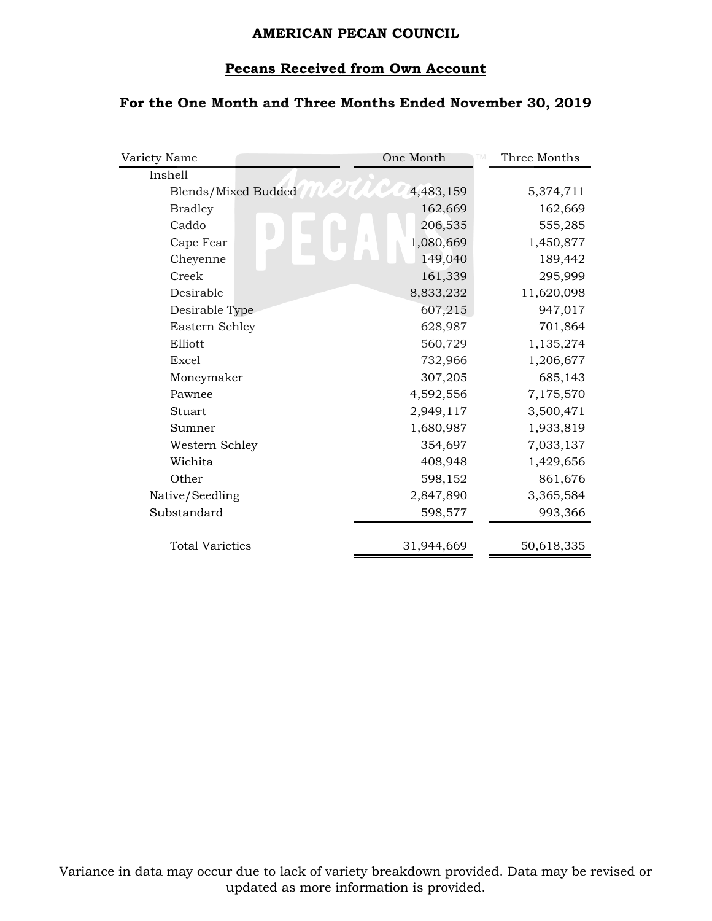# AMERICAN PECAN COUNCIL

## Pecans Received from Own Account

### For the One Month and Three Months Ended November 30, 2019

| Variety Name | One Month | Three Months |
|---|---|---|
| Inshell | | |
| Blends/Mixed Budded | 4,483,159 | 5,374,711 |
| Bradley | 162,669 | 162,669 |
| Caddo | 206,535 | 555,285 |
| Cape Fear | 1,080,669 | 1,450,877 |
| Cheyenne | 149,040 | 189,442 |
| Creek | 161,339 | 295,999 |
| Desirable | 8,833,232 | 11,620,098 |
| Desirable Type | 607,215 | 947,017 |
| Eastern Schley | 628,987 | 701,864 |
| Elliott | 560,729 | 1,135,274 |
| Excel | 732,966 | 1,206,677 |
| Moneymaker | 307,205 | 685,143 |
| Pawnee | 4,592,556 | 7,175,570 |
| Stuart | 2,949,117 | 3,500,471 |
| Sumner | 1,680,987 | 1,933,819 |
| Western Schley | 354,697 | 7,033,137 |
| Wichita | 408,948 | 1,429,656 |
| Other | 598,152 | 861,676 |
| Native/Seedling | 2,847,890 | 3,365,584 |
| Substandard | 598,577 | 993,366 |
| Total Varieties | 31,944,669 | 50,618,335 |

Variance in data may occur due to lack of variety breakdown provided. Data may be revised or updated as more information is provided.